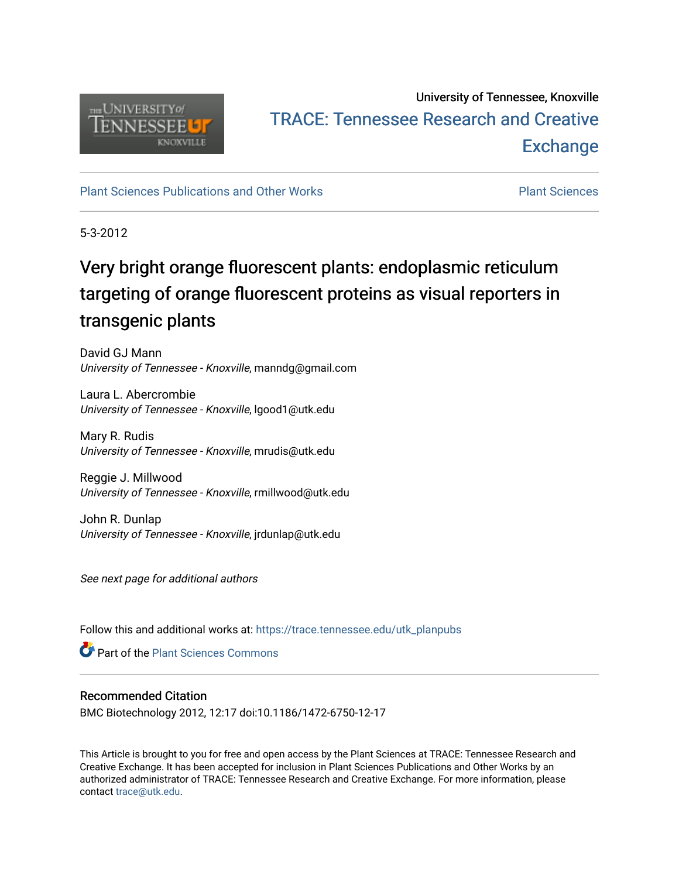University of Tennessee, Knoxville

TRACE: Tennessee Research and Creative Exchange

Plant Sciences Publications and Other Works

Plant Sciences

5-3-2012

# Very bright orange fluorescent plants: endoplasmic reticulum targeting of orange fluorescent proteins as visual reporters in transgenic plants

David GJ Mann
*University of Tennessee - Knoxville*, manndg@gmail.com

Laura L. Abercrombie
*University of Tennessee - Knoxville*, lgood1@utk.edu

Mary R. Rudis
*University of Tennessee - Knoxville*, mrudis@utk.edu

Reggie J. Millwood
*University of Tennessee - Knoxville*, rmillwood@utk.edu

John R. Dunlap
*University of Tennessee - Knoxville*, jrdunlap@utk.edu

*See next page for additional authors*

Follow this and additional works at: https://trace.tennessee.edu/utk_planpubs

Part of the Plant Sciences Commons

## Recommended Citation

BMC Biotechnology 2012, 12:17 doi:10.1186/1472-6750-12-17

This Article is brought to you for free and open access by the Plant Sciences at TRACE: Tennessee Research and Creative Exchange. It has been accepted for inclusion in Plant Sciences Publications and Other Works by an authorized administrator of TRACE: Tennessee Research and Creative Exchange. For more information, please contact trace@utk.edu.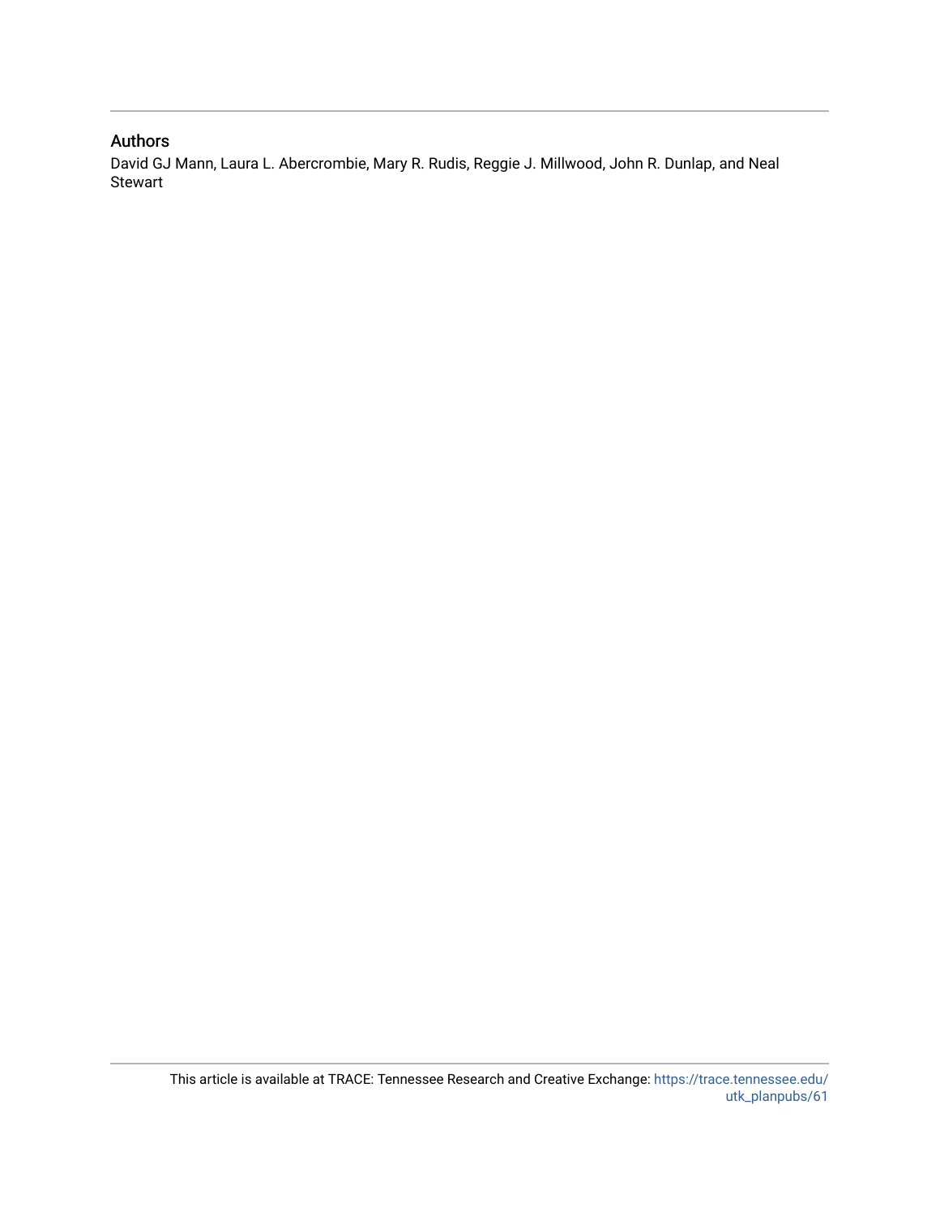## Authors

David GJ Mann, Laura L. Abercrombie, Mary R. Rudis, Reggie J. Millwood, John R. Dunlap, and Neal Stewart

This article is available at TRACE: Tennessee Research and Creative Exchange: https://trace.tennessee.edu/utk_planpubs/61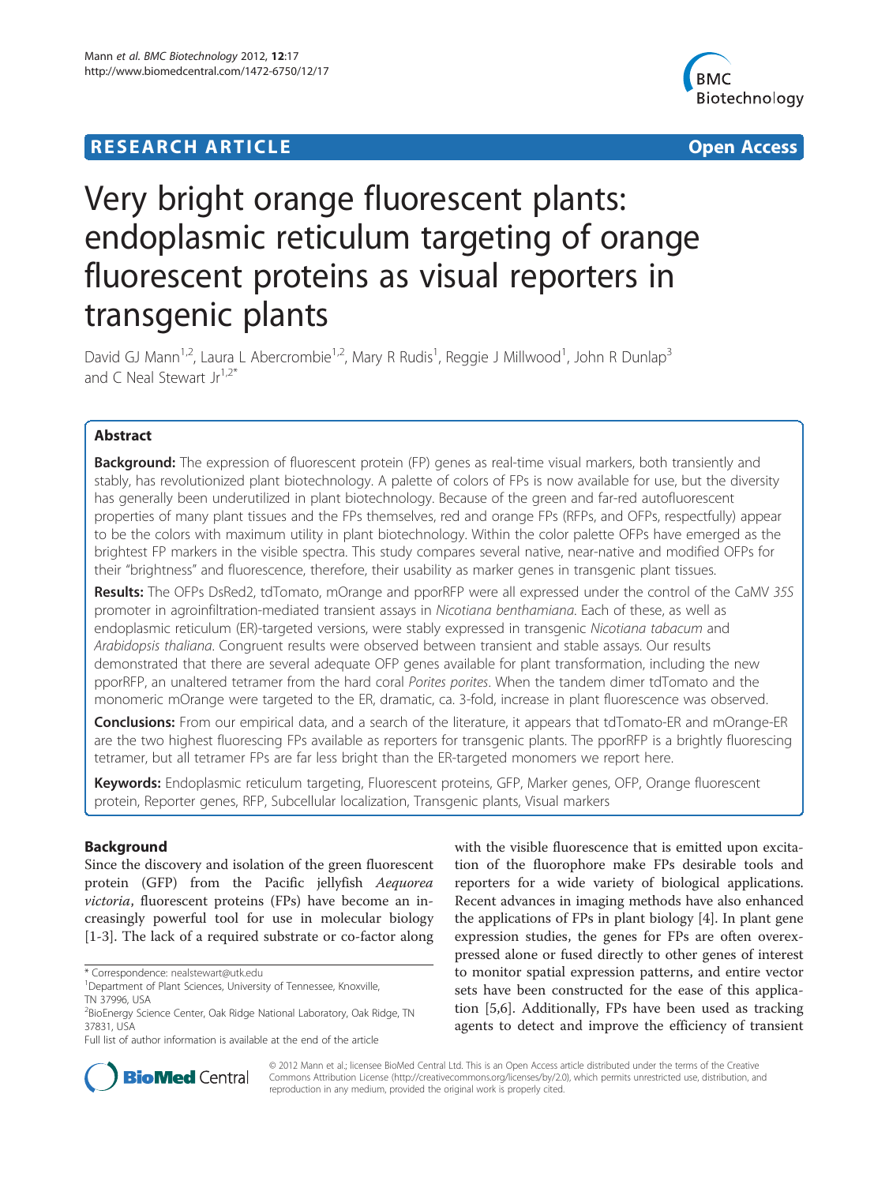# Very bright orange fluorescent plants: endoplasmic reticulum targeting of orange fluorescent proteins as visual reporters in transgenic plants

David GJ Mann[1,2], Laura L Abercrombie[1,2], Mary R Rudis[1], Reggie J Millwood[1], John R Dunlap[3] and C Neal Stewart Jr[1,2*]

## Abstract

**Background:** The expression of fluorescent protein (FP) genes as real-time visual markers, both transiently and stably, has revolutionized plant biotechnology. A palette of colors of FPs is now available for use, but the diversity has generally been underutilized in plant biotechnology. Because of the green and far-red autofluorescent properties of many plant tissues and the FPs themselves, red and orange FPs (RFPs, and OFPs, respectfully) appear to be the colors with maximum utility in plant biotechnology. Within the color palette OFPs have emerged as the brightest FP markers in the visible spectra. This study compares several native, near-native and modified OFPs for their "brightness" and fluorescence, therefore, their usability as marker genes in transgenic plant tissues.

**Results:** The OFPs DsRed2, tdTomato, mOrange and pporRFP were all expressed under the control of the CaMV *35S* promoter in agroinfiltration-mediated transient assays in *Nicotiana benthamiana*. Each of these, as well as endoplasmic reticulum (ER)-targeted versions, were stably expressed in transgenic *Nicotiana tabacum* and *Arabidopsis thaliana*. Congruent results were observed between transient and stable assays. Our results demonstrated that there are several adequate OFP genes available for plant transformation, including the new pporRFP, an unaltered tetramer from the hard coral *Porites porites*. When the tandem dimer tdTomato and the monomeric mOrange were targeted to the ER, dramatic, ca. 3-fold, increase in plant fluorescence was observed.

**Conclusions:** From our empirical data, and a search of the literature, it appears that tdTomato-ER and mOrange-ER are the two highest fluorescing FPs available as reporters for transgenic plants. The pporRFP is a brightly fluorescing tetramer, but all tetramer FPs are far less bright than the ER-targeted monomers we report here.

**Keywords:** Endoplasmic reticulum targeting, Fluorescent proteins, GFP, Marker genes, OFP, Orange fluorescent protein, Reporter genes, RFP, Subcellular localization, Transgenic plants, Visual markers

## Background

Since the discovery and isolation of the green fluorescent protein (GFP) from the Pacific jellyfish *Aequorea victoria*, fluorescent proteins (FPs) have become an increasingly powerful tool for use in molecular biology [1-3]. The lack of a required substrate or co-factor along with the visible fluorescence that is emitted upon excitation of the fluorophore make FPs desirable tools and reporters for a wide variety of biological applications. Recent advances in imaging methods have also enhanced the applications of FPs in plant biology [4]. In plant gene expression studies, the genes for FPs are often overexpressed alone or fused directly to other genes of interest to monitor spatial expression patterns, and entire vector sets have been constructed for the ease of this application [5,6]. Additionally, FPs have been used as tracking agents to detect and improve the efficiency of transient

\* Correspondence: nealstewart@utk.edu
[1]Department of Plant Sciences, University of Tennessee, Knoxville, TN 37996, USA
[2]BioEnergy Science Center, Oak Ridge National Laboratory, Oak Ridge, TN 37831, USA
Full list of author information is available at the end of the article

© 2012 Mann et al.; licensee BioMed Central Ltd. This is an Open Access article distributed under the terms of the Creative Commons Attribution License (http://creativecommons.org/licenses/by/2.0), which permits unrestricted use, distribution, and reproduction in any medium, provided the original work is properly cited.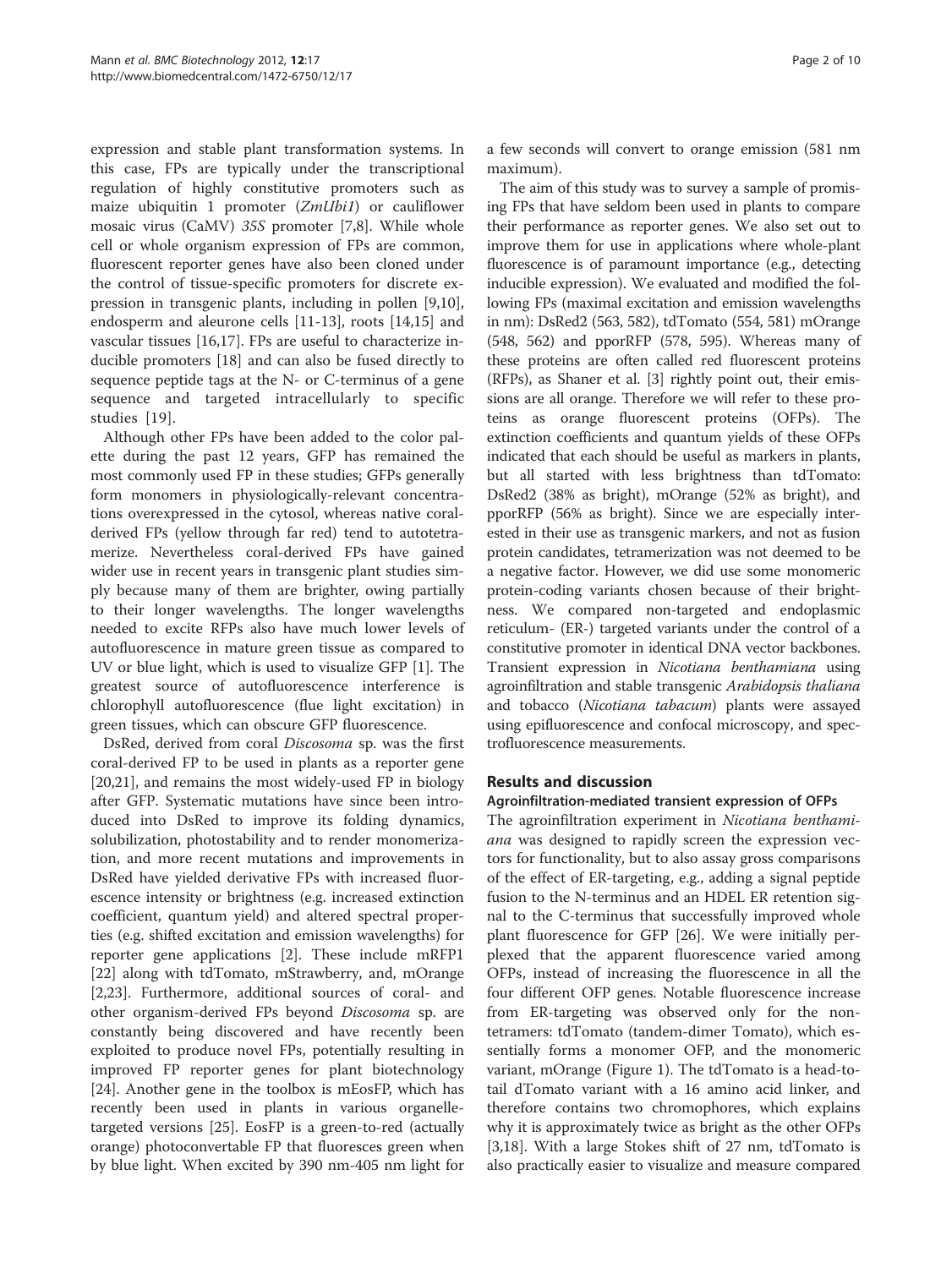expression and stable plant transformation systems. In this case, FPs are typically under the transcriptional regulation of highly constitutive promoters such as maize ubiquitin 1 promoter (*ZmUbi1*) or cauliflower mosaic virus (CaMV) *35S* promoter [7,8]. While whole cell or whole organism expression of FPs are common, fluorescent reporter genes have also been cloned under the control of tissue-specific promoters for discrete expression in transgenic plants, including in pollen [9,10], endosperm and aleurone cells [11-13], roots [14,15] and vascular tissues [16,17]. FPs are useful to characterize inducible promoters [18] and can also be fused directly to sequence peptide tags at the N- or C-terminus of a gene sequence and targeted intracellularly to specific studies [19].

Although other FPs have been added to the color palette during the past 12 years, GFP has remained the most commonly used FP in these studies; GFPs generally form monomers in physiologically-relevant concentrations overexpressed in the cytosol, whereas native coral-derived FPs (yellow through far red) tend to autotetramerize. Nevertheless coral-derived FPs have gained wider use in recent years in transgenic plant studies simply because many of them are brighter, owing partially to their longer wavelengths. The longer wavelengths needed to excite RFPs also have much lower levels of autofluorescence in mature green tissue as compared to UV or blue light, which is used to visualize GFP [1]. The greatest source of autofluorescence interference is chlorophyll autofluorescence (flue light excitation) in green tissues, which can obscure GFP fluorescence.

DsRed, derived from coral *Discosoma* sp. was the first coral-derived FP to be used in plants as a reporter gene [20,21], and remains the most widely-used FP in biology after GFP. Systematic mutations have since been introduced into DsRed to improve its folding dynamics, solubilization, photostability and to render monomerization, and more recent mutations and improvements in DsRed have yielded derivative FPs with increased fluorescence intensity or brightness (e.g. increased extinction coefficient, quantum yield) and altered spectral properties (e.g. shifted excitation and emission wavelengths) for reporter gene applications [2]. These include mRFP1 [22] along with tdTomato, mStrawberry, and, mOrange [2,23]. Furthermore, additional sources of coral- and other organism-derived FPs beyond *Discosoma* sp. are constantly being discovered and have recently been exploited to produce novel FPs, potentially resulting in improved FP reporter genes for plant biotechnology [24]. Another gene in the toolbox is mEosFP, which has recently been used in plants in various organelle-targeted versions [25]. EosFP is a green-to-red (actually orange) photoconvertable FP that fluoresces green when by blue light. When excited by 390 nm-405 nm light for a few seconds will convert to orange emission (581 nm maximum).

The aim of this study was to survey a sample of promising FPs that have seldom been used in plants to compare their performance as reporter genes. We also set out to improve them for use in applications where whole-plant fluorescence is of paramount importance (e.g., detecting inducible expression). We evaluated and modified the following FPs (maximal excitation and emission wavelengths in nm): DsRed2 (563, 582), tdTomato (554, 581) mOrange (548, 562) and pporRFP (578, 595). Whereas many of these proteins are often called red fluorescent proteins (RFPs), as Shaner et al. [3] rightly point out, their emissions are all orange. Therefore we will refer to these proteins as orange fluorescent proteins (OFPs). The extinction coefficients and quantum yields of these OFPs indicated that each should be useful as markers in plants, but all started with less brightness than tdTomato: DsRed2 (38% as bright), mOrange (52% as bright), and pporRFP (56% as bright). Since we are especially interested in their use as transgenic markers, and not as fusion protein candidates, tetramerization was not deemed to be a negative factor. However, we did use some monomeric protein-coding variants chosen because of their brightness. We compared non-targeted and endoplasmic reticulum- (ER-) targeted variants under the control of a constitutive promoter in identical DNA vector backbones. Transient expression in *Nicotiana benthamiana* using agroinfiltration and stable transgenic *Arabidopsis thaliana* and tobacco (*Nicotiana tabacum*) plants were assayed using epifluorescence and confocal microscopy, and spectrofluorescence measurements.

## Results and discussion

### Agroinfiltration-mediated transient expression of OFPs

The agroinfiltration experiment in *Nicotiana benthamiana* was designed to rapidly screen the expression vectors for functionality, but to also assay gross comparisons of the effect of ER-targeting, e.g., adding a signal peptide fusion to the N-terminus and an HDEL ER retention signal to the C-terminus that successfully improved whole plant fluorescence for GFP [26]. We were initially perplexed that the apparent fluorescence varied among OFPs, instead of increasing the fluorescence in all the four different OFP genes. Notable fluorescence increase from ER-targeting was observed only for the non-tetramers: tdTomato (tandem-dimer Tomato), which essentially forms a monomer OFP, and the monomeric variant, mOrange (Figure 1). The tdTomato is a head-to-tail dTomato variant with a 16 amino acid linker, and therefore contains two chromophores, which explains why it is approximately twice as bright as the other OFPs [3,18]. With a large Stokes shift of 27 nm, tdTomato is also practically easier to visualize and measure compared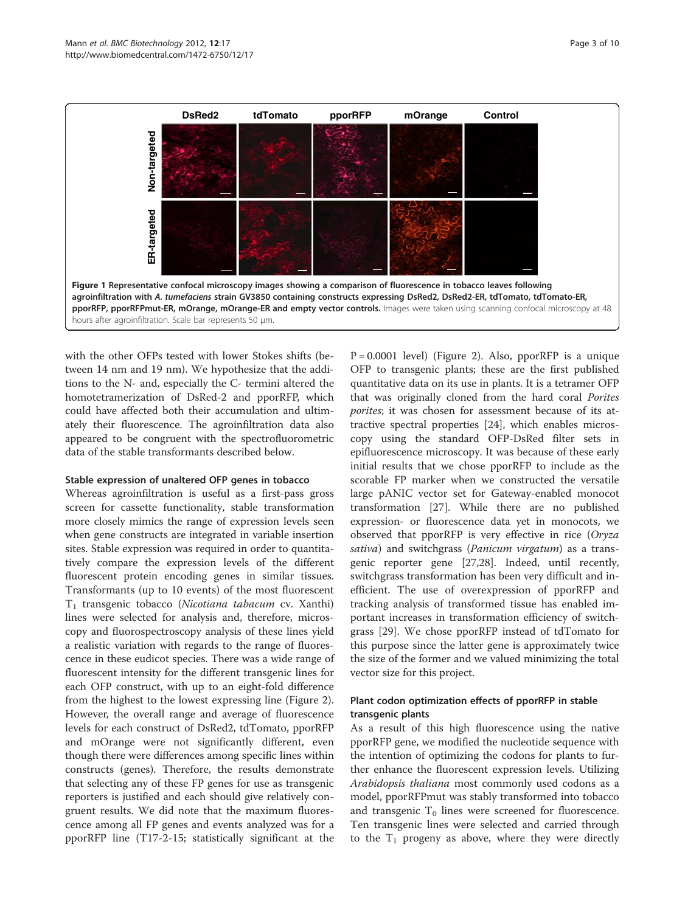**Figure 1 Representative confocal microscopy images showing a comparison of fluorescence in tobacco leaves following agroinfiltration with *A. tumefaciens* strain GV3850 containing constructs expressing DsRed2, DsRed2-ER, tdTomato, tdTomato-ER, pporRFP, pporRFPmut-ER, mOrange, mOrange-ER and empty vector controls.** Images were taken using scanning confocal microscopy at 48 hours after agroinfiltration. Scale bar represents 50 μm.

with the other OFPs tested with lower Stokes shifts (between 14 nm and 19 nm). We hypothesize that the additions to the N- and, especially the C- termini altered the homotetramerization of DsRed-2 and pporRFP, which could have affected both their accumulation and ultimately their fluorescence. The agroinfiltration data also appeared to be congruent with the spectrofluorometric data of the stable transformants described below.

### Stable expression of unaltered OFP genes in tobacco

Whereas agroinfiltration is useful as a first-pass gross screen for cassette functionality, stable transformation more closely mimics the range of expression levels seen when gene constructs are integrated in variable insertion sites. Stable expression was required in order to quantitatively compare the expression levels of the different fluorescent protein encoding genes in similar tissues. Transformants (up to 10 events) of the most fluorescent $T_1$ transgenic tobacco (*Nicotiana tabacum* cv. Xanthi) lines were selected for analysis and, therefore, microscopy and fluorospectroscopy analysis of these lines yield a realistic variation with regards to the range of fluorescence in these eudicot species. There was a wide range of fluorescent intensity for the different transgenic lines for each OFP construct, with up to an eight-fold difference from the highest to the lowest expressing line (Figure 2). However, the overall range and average of fluorescence levels for each construct of DsRed2, tdTomato, pporRFP and mOrange were not significantly different, even though there were differences among specific lines within constructs (genes). Therefore, the results demonstrate that selecting any of these FP genes for use as transgenic reporters is justified and each should give relatively congruent results. We did note that the maximum fluorescence among all FP genes and events analyzed was for a pporRFP line (T17-2-15; statistically significant at the $P = 0.0001$ level) (Figure 2). Also, pporRFP is a unique OFP to transgenic plants; these are the first published quantitative data on its use in plants. It is a tetramer OFP that was originally cloned from the hard coral *Porites porites*; it was chosen for assessment because of its attractive spectral properties [24], which enables microscopy using the standard OFP-DsRed filter sets in epifluorescence microscopy. It was because of these early initial results that we chose pporRFP to include as the scorable FP marker when we constructed the versatile large pANIC vector set for Gateway-enabled monocot transformation [27]. While there are no published expression- or fluorescence data yet in monocots, we observed that pporRFP is very effective in rice (*Oryza sativa*) and switchgrass (*Panicum virgatum*) as a transgenic reporter gene [27,28]. Indeed, until recently, switchgrass transformation has been very difficult and inefficient. The use of overexpression of pporRFP and tracking analysis of transformed tissue has enabled important increases in transformation efficiency of switchgrass [29]. We chose pporRFP instead of tdTomato for this purpose since the latter gene is approximately twice the size of the former and we valued minimizing the total vector size for this project.

### Plant codon optimization effects of pporRFP in stable transgenic plants

As a result of this high fluorescence using the native pporRFP gene, we modified the nucleotide sequence with the intention of optimizing the codons for plants to further enhance the fluorescent expression levels. Utilizing *Arabidopsis thaliana* most commonly used codons as a model, pporRFPmut was stably transformed into tobacco and transgenic $T_0$ lines were screened for fluorescence. Ten transgenic lines were selected and carried through to the $T_1$ progeny as above, where they were directly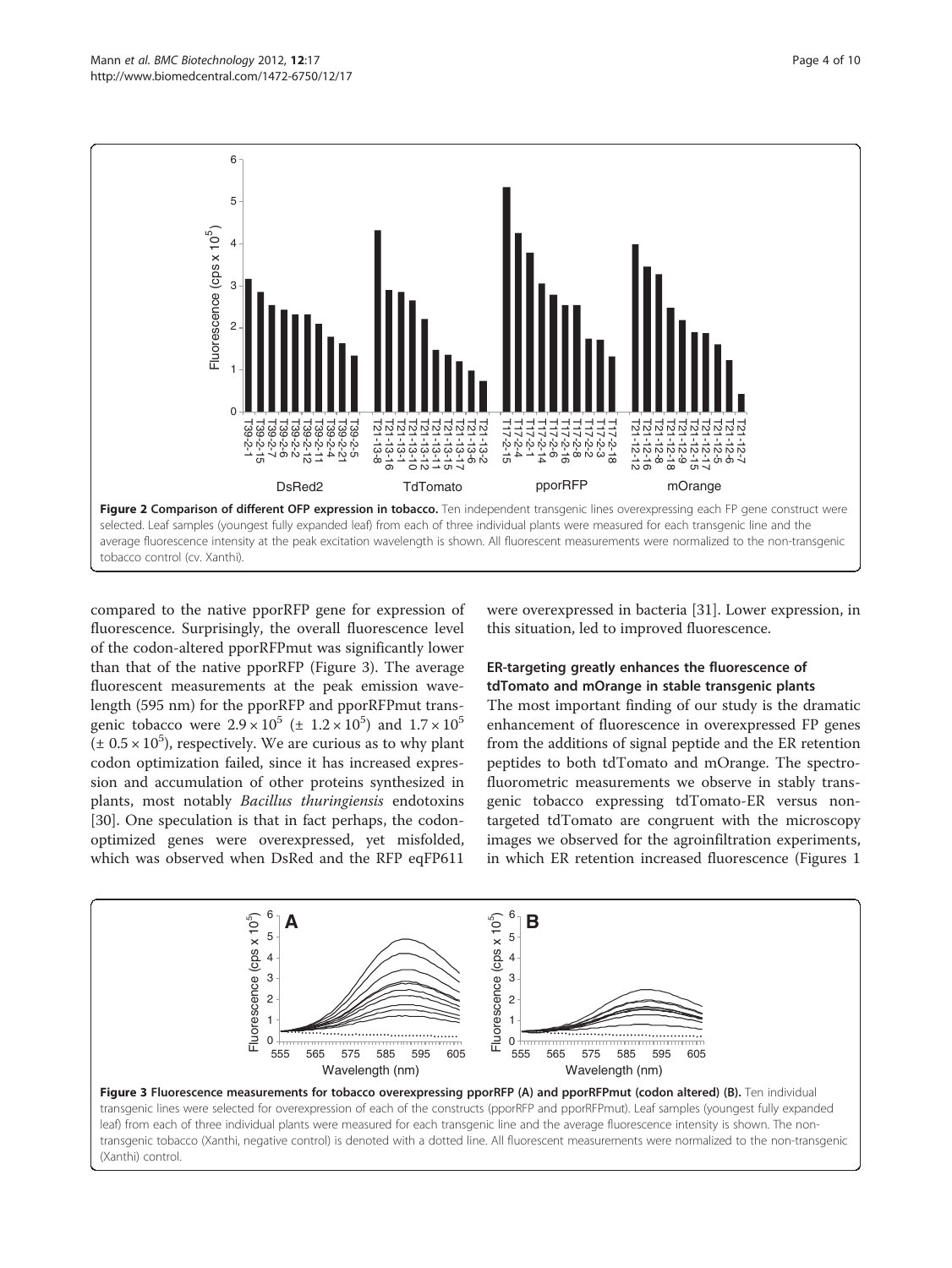Figure 2 Comparison of different OFP expression in tobacco. Ten independent transgenic lines overexpressing each FP gene construct were selected. Leaf samples (youngest fully expanded leaf) from each of three individual plants were measured for each transgenic line and the average fluorescence intensity at the peak excitation wavelength is shown. All fluorescent measurements were normalized to the non-transgenic tobacco control (cv. Xanthi).

compared to the native pporRFP gene for expression of fluorescence. Surprisingly, the overall fluorescence level of the codon-altered pporRFPmut was significantly lower than that of the native pporRFP (Figure 3). The average fluorescent measurements at the peak emission wavelength (595 nm) for the pporRFP and pporRFPmut transgenic tobacco were $2.9 \times 10^5$ ($\pm$ $1.2 \times 10^5$) and $1.7 \times 10^5$ ($\pm$ $0.5 \times 10^5$), respectively. We are curious as to why plant codon optimization failed, since it has increased expression and accumulation of other proteins synthesized in plants, most notably *Bacillus thuringiensis* endotoxins [30]. One speculation is that in fact perhaps, the codon-optimized genes were overexpressed, yet misfolded, which was observed when DsRed and the RFP eqFP611 were overexpressed in bacteria [31]. Lower expression, in this situation, led to improved fluorescence.

### ER-targeting greatly enhances the fluorescence of tdTomato and mOrange in stable transgenic plants

The most important finding of our study is the dramatic enhancement of fluorescence in overexpressed FP genes from the additions of signal peptide and the ER retention peptides to both tdTomato and mOrange. The spectrofluorometric measurements we observe in stably transgenic tobacco expressing tdTomato-ER versus non-targeted tdTomato are congruent with the microscopy images we observed for the agroinfiltration experiments, in which ER retention increased fluorescence (Figures 1

Figure 3 Fluorescence measurements for tobacco overexpressing pporRFP (A) and pporRFPmut (codon altered) (B). Ten individual transgenic lines were selected for overexpression of each of the constructs (pporRFP and pporRFPmut). Leaf samples (youngest fully expanded leaf) from each of three individual plants were measured for each transgenic line and the average fluorescence intensity is shown. The non-transgenic tobacco (Xanthi, negative control) is denoted with a dotted line. All fluorescent measurements were normalized to the non-transgenic (Xanthi) control.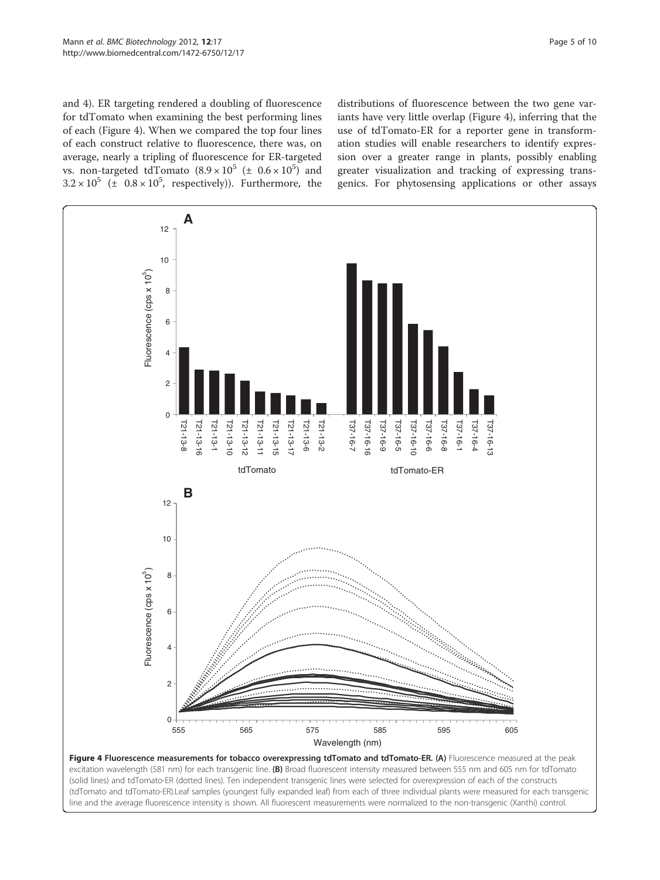and 4). ER targeting rendered a doubling of fluorescence for tdTomato when examining the best performing lines of each (Figure 4). When we compared the top four lines of each construct relative to fluorescence, there was, on average, nearly a tripling of fluorescence for ER-targeted vs. non-targeted tdTomato ($8.9 \times 10^5$ ($\pm$ $0.6 \times 10^5$) and $3.2 \times 10^5$ ($\pm$ $0.8 \times 10^5$, respectively)). Furthermore, the distributions of fluorescence between the two gene variants have very little overlap (Figure 4), inferring that the use of tdTomato-ER for a reporter gene in transformation studies will enable researchers to identify expression over a greater range in plants, possibly enabling greater visualization and tracking of expressing transgenics. For phytosensing applications or other assays

**Figure 4 Fluorescence measurements for tobacco overexpressing tdTomato and tdTomato-ER. (A)** Fluorescence measured at the peak excitation wavelength (581 nm) for each transgenic line. **(B)** Broad fluorescent intensity measured between 555 nm and 605 nm for tdTomato (solid lines) and tdTomato-ER (dotted lines). Ten independent transgenic lines were selected for overexpression of each of the constructs (tdTomato and tdTomato-ER).Leaf samples (youngest fully expanded leaf) from each of three individual plants were measured for each transgenic line and the average fluorescence intensity is shown. All fluorescent measurements were normalized to the non-transgenic (Xanthi) control.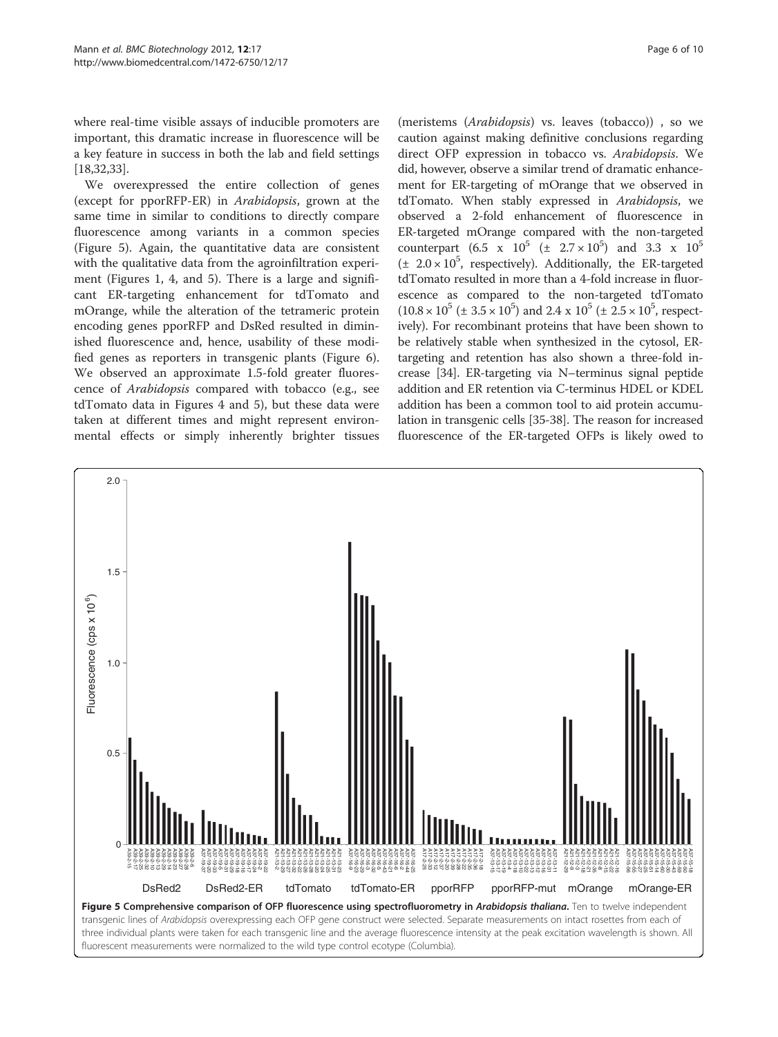where real-time visible assays of inducible promoters are important, this dramatic increase in fluorescence will be a key feature in success in both the lab and field settings [18,32,33].

We overexpressed the entire collection of genes (except for pporRFP-ER) in *Arabidopsis*, grown at the same time in similar to conditions to directly compare fluorescence among variants in a common species (Figure 5). Again, the quantitative data are consistent with the qualitative data from the agroinfiltration experiment (Figures 1, 4, and 5). There is a large and significant ER-targeting enhancement for tdTomato and mOrange, while the alteration of the tetrameric protein encoding genes pporRFP and DsRed resulted in diminished fluorescence and, hence, usability of these modified genes as reporters in transgenic plants (Figure 6). We observed an approximate 1.5-fold greater fluorescence of *Arabidopsis* compared with tobacco (e.g., see tdTomato data in Figures 4 and 5), but these data were taken at different times and might represent environmental effects or simply inherently brighter tissues (meristems (*Arabidopsis*) vs. leaves (tobacco)) , so we caution against making definitive conclusions regarding direct OFP expression in tobacco vs. *Arabidopsis*. We did, however, observe a similar trend of dramatic enhancement for ER-targeting of mOrange that we observed in tdTomato. When stably expressed in *Arabidopsis*, we observed a 2-fold enhancement of fluorescence in ER-targeted mOrange compared with the non-targeted counterpart ($6.5 \times 10^5$ ($\pm 2.7 \times 10^5$) and $3.3 \times 10^5$ ($\pm 2.0 \times 10^5$, respectively). Additionally, the ER-targeted tdTomato resulted in more than a 4-fold increase in fluorescence as compared to the non-targeted tdTomato ($10.8 \times 10^5$ ($\pm 3.5 \times 10^5$) and $2.4 \times 10^5$ ($\pm 2.5 \times 10^5$, respectively). For recombinant proteins that have been shown to be relatively stable when synthesized in the cytosol, ER-targeting and retention has also shown a three-fold increase [34]. ER-targeting via N–terminus signal peptide addition and ER retention via C-terminus HDEL or KDEL addition has been a common tool to aid protein accumulation in transgenic cells [35-38]. The reason for increased fluorescence of the ER-targeted OFPs is likely owed to

**Figure 5 Comprehensive comparison of OFP fluorescence using spectrofluorometry in *Arabidopsis thaliana*.** Ten to twelve independent transgenic lines of *Arabidopsis* overexpressing each OFP gene construct were selected. Separate measurements on intact rosettes from each of three individual plants were taken for each transgenic line and the average fluorescence intensity at the peak excitation wavelength is shown. All fluorescent measurements were normalized to the wild type control ecotype (Columbia).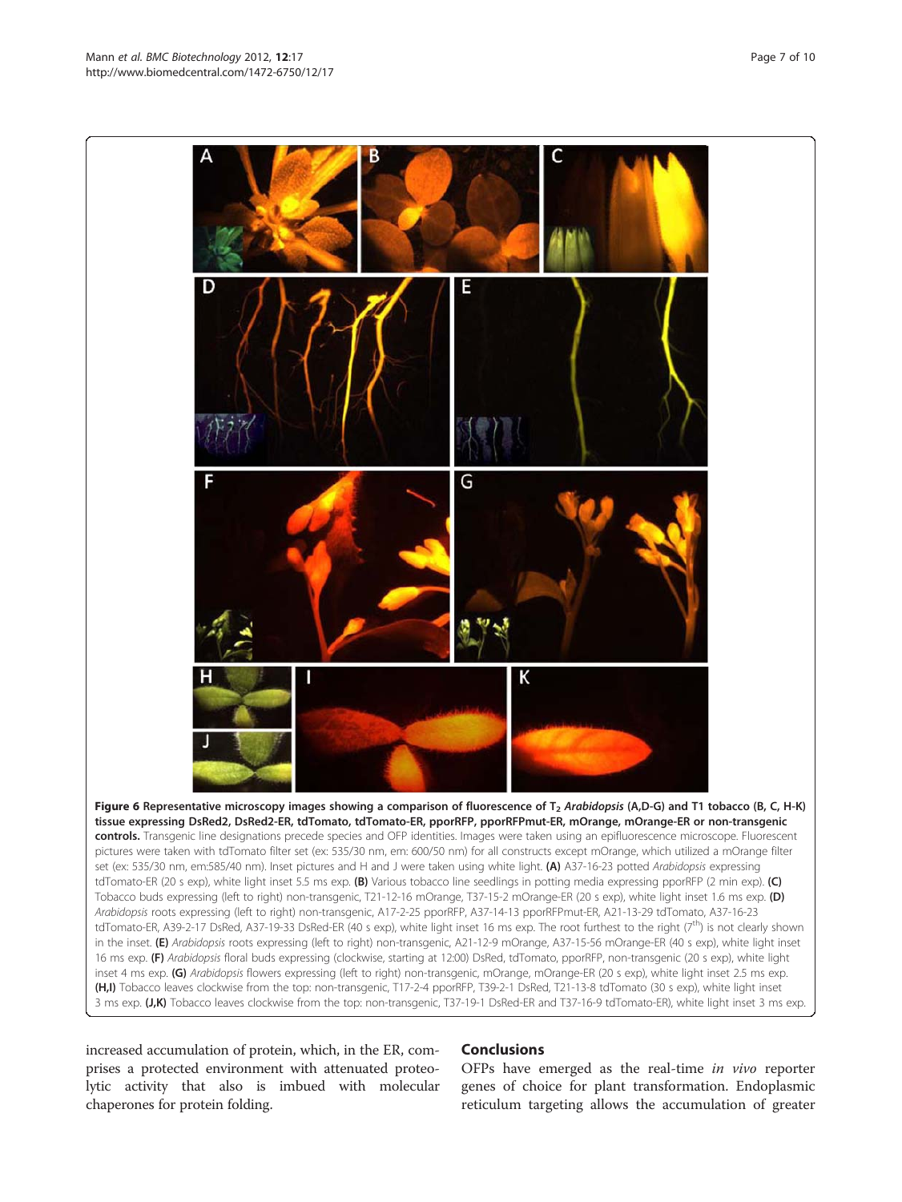**Figure 6 Representative microscopy images showing a comparison of fluorescence of $T_2$ *Arabidopsis* (A,D-G) and T1 tobacco (B, C, H-K) tissue expressing DsRed2, DsRed2-ER, tdTomato, tdTomato-ER, pporRFP, pporRFPmut-ER, mOrange, mOrange-ER or non-transgenic controls.** Transgenic line designations precede species and OFP identities. Images were taken using an epifluorescence microscope. Fluorescent pictures were taken with tdTomato filter set (ex: 535/30 nm, em: 600/50 nm) for all constructs except mOrange, which utilized a mOrange filter set (ex: 535/30 nm, em:585/40 nm). Inset pictures and H and J were taken using white light. **(A)** A37-16-23 potted *Arabidopsis* expressing tdTomato-ER (20 s exp), white light inset 5.5 ms exp. **(B)** Various tobacco line seedlings in potting media expressing pporRFP (2 min exp). **(C)** Tobacco buds expressing (left to right) non-transgenic, T21-12-16 mOrange, T37-15-2 mOrange-ER (20 s exp), white light inset 1.6 ms exp. **(D)** *Arabidopsis* roots expressing (left to right) non-transgenic, A17-2-25 pporRFP, A37-14-13 pporRFPmut-ER, A21-13-29 tdTomato, A37-16-23 tdTomato-ER, A39-2-17 DsRed, A37-19-33 DsRed-ER (40 s exp), white light inset 16 ms exp. The root furthest to the right (7[th]) is not clearly shown in the inset. **(E)** *Arabidopsis* roots expressing (left to right) non-transgenic, A21-12-9 mOrange, A37-15-56 mOrange-ER (40 s exp), white light inset 16 ms exp. **(F)** *Arabidopsis* floral buds expressing (clockwise, starting at 12:00) DsRed, tdTomato, pporRFP, non-transgenic (20 s exp), white light inset 4 ms exp. **(G)** *Arabidopsis* flowers expressing (left to right) non-transgenic, mOrange, mOrange-ER (20 s exp), white light inset 2.5 ms exp. **(H,I)** Tobacco leaves clockwise from the top: non-transgenic, T17-2-4 pporRFP, T39-2-1 DsRed, T21-13-8 tdTomato (30 s exp), white light inset 3 ms exp. **(J,K)** Tobacco leaves clockwise from the top: non-transgenic, T37-19-1 DsRed-ER and T37-16-9 tdTomato-ER), white light inset 3 ms exp.

increased accumulation of protein, which, in the ER, comprises a protected environment with attenuated proteolytic activity that also is imbued with molecular chaperones for protein folding.

## Conclusions

OFPs have emerged as the real-time *in vivo* reporter genes of choice for plant transformation. Endoplasmic reticulum targeting allows the accumulation of greater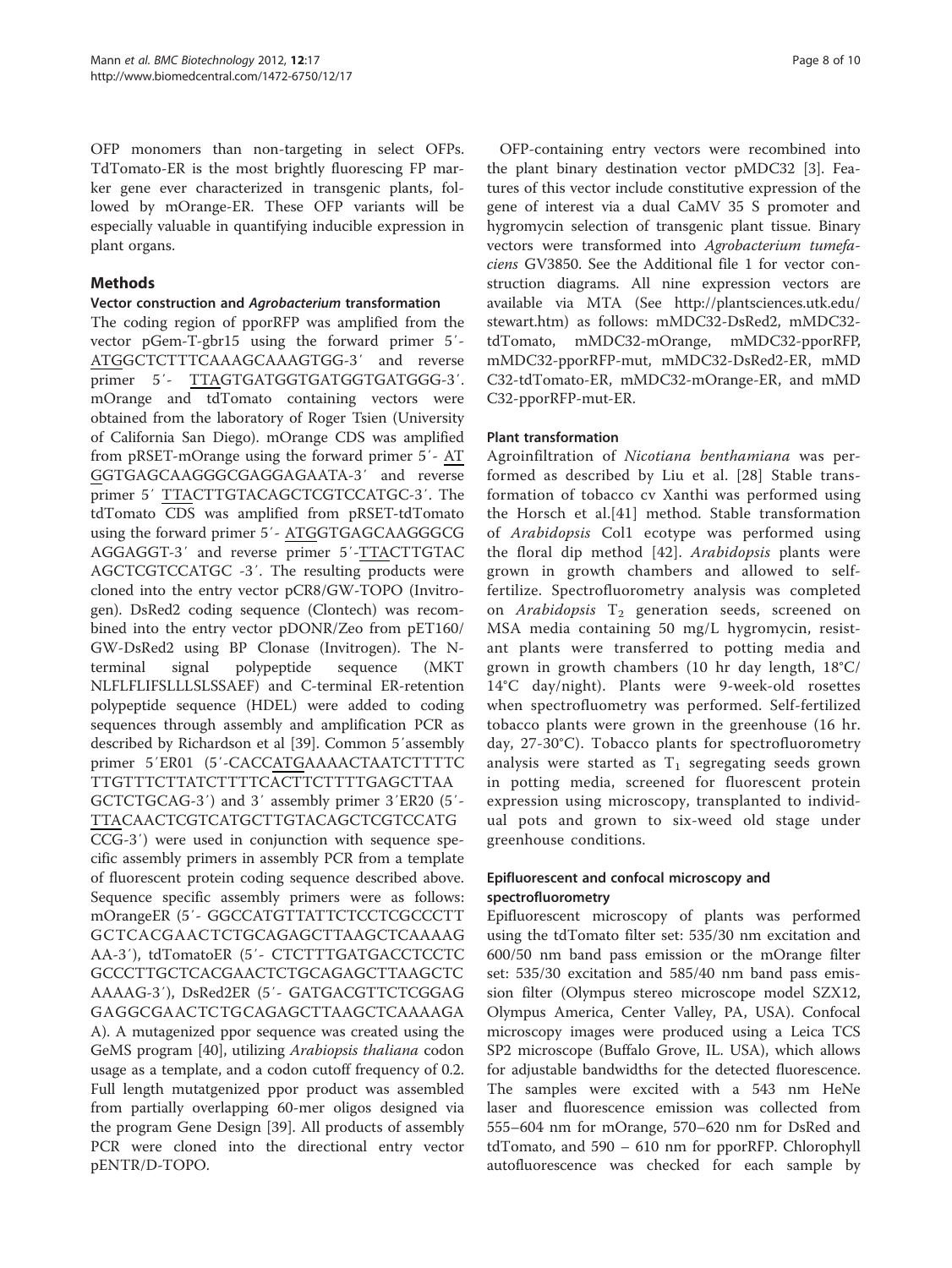OFP monomers than non-targeting in select OFPs. TdTomato-ER is the most brightly fluorescing FP marker gene ever characterized in transgenic plants, followed by mOrange-ER. These OFP variants will be especially valuable in quantifying inducible expression in plant organs.

## Methods

### Vector construction and *Agrobacterium* transformation

The coding region of pporRFP was amplified from the vector pGem-T-gbr15 using the forward primer 5′- ATGGCTCTTTCAAAGCAAAGTGG-3′ and reverse primer 5′- TTAGTGATGGTGATGGTGATGGG-3′. mOrange and tdTomato containing vectors were obtained from the laboratory of Roger Tsien (University of California San Diego). mOrange CDS was amplified from pRSET-mOrange using the forward primer 5′- ATGGTGAGCAAGGGCGAGGAGAATA-3′ and reverse primer 5′ TTACTTGTACAGCTCGTCCATGC-3′. The tdTomato CDS was amplified from pRSET-tdTomato using the forward primer 5′- ATGGTGAGCAAGGGCG AGGAGGT-3′ and reverse primer 5′-TTACTTGTAC AGCTCGTCCATGC -3′. The resulting products were cloned into the entry vector pCR8/GW-TOPO (Invitrogen). DsRed2 coding sequence (Clontech) was recombined into the entry vector pDONR/Zeo from pET160/ GW-DsRed2 using BP Clonase (Invitrogen). The N-terminal signal polypeptide sequence (MKT NLFLFLIFSLLLSLSSAEF) and C-terminal ER-retention polypeptide sequence (HDEL) were added to coding sequences through assembly and amplification PCR as described by Richardson et al [39]. Common 5′assembly primer 5′ER01 (5′-CACCATGAAAACTAATCTTTTC TTGTTTCTTATCTTTTCACTTCTTTTGAGCTTAA GCTCTGCAG-3′) and 3′ assembly primer 3′ER20 (5′- TTACAACTCGTCATGCTTGTACAGCTCGTCCATG CCG-3′) were used in conjunction with sequence specific assembly primers in assembly PCR from a template of fluorescent protein coding sequence described above. Sequence specific assembly primers were as follows: mOrangeER (5′- GGCCATGTTATTCTCCTCGCCCTT GCTCACGAACTCTGCAGAGCTTAAGCTCAAAAG AA-3′), tdTomatoER (5′- CTCTTTGATGACCTCCTC GCCCTTGCTCACGAACTCTGCAGAGCTTAAGCTC AAAAG-3′), DsRed2ER (5′- GATGACGTTCTCGGAG GAGGCGAACTCTGCAGAGCTTAAGCTCAAAAGA A). A mutagenized ppor sequence was created using the GeMS program [40], utilizing *Arabiopsis thaliana* codon usage as a template, and a codon cutoff frequency of 0.2. Full length mutatgenized ppor product was assembled from partially overlapping 60-mer oligos designed via the program Gene Design [39]. All products of assembly PCR were cloned into the directional entry vector pENTR/D-TOPO.

OFP-containing entry vectors were recombined into the plant binary destination vector pMDC32 [3]. Features of this vector include constitutive expression of the gene of interest via a dual CaMV 35 S promoter and hygromycin selection of transgenic plant tissue. Binary vectors were transformed into *Agrobacterium tumefaciens* GV3850. See the Additional file 1 for vector construction diagrams. All nine expression vectors are available via MTA (See http://plantsciences.utk.edu/stewart.htm) as follows: mMDC32-DsRed2, mMDC32-tdTomato, mMDC32-mOrange, mMDC32-pporRFP, mMDC32-pporRFP-mut, mMDC32-DsRed2-ER, mMD C32-tdTomato-ER, mMDC32-mOrange-ER, and mMD C32-pporRFP-mut-ER.

### Plant transformation

Agroinfiltration of *Nicotiana benthamiana* was performed as described by Liu et al. [28] Stable transformation of tobacco cv Xanthi was performed using the Horsch et al.[41] method. Stable transformation of *Arabidopsis* Col1 ecotype was performed using the floral dip method [42]. *Arabidopsis* plants were grown in growth chambers and allowed to self-fertilize. Spectrofluorometry analysis was completed on *Arabidopsis* $T_2$ generation seeds, screened on MSA media containing 50 mg/L hygromycin, resistant plants were transferred to potting media and grown in growth chambers (10 hr day length, 18°C/ 14°C day/night). Plants were 9-week-old rosettes when spectrofluometry was performed. Self-fertilized tobacco plants were grown in the greenhouse (16 hr. day, 27-30°C). Tobacco plants for spectrofluorometry analysis were started as $T_1$ segregating seeds grown in potting media, screened for fluorescent protein expression using microscopy, transplanted to individual pots and grown to six-weed old stage under greenhouse conditions.

### Epifluorescent and confocal microscopy and spectrofluorometry

Epifluorescent microscopy of plants was performed using the tdTomato filter set: 535/30 nm excitation and 600/50 nm band pass emission or the mOrange filter set: 535/30 excitation and 585/40 nm band pass emission filter (Olympus stereo microscope model SZX12, Olympus America, Center Valley, PA, USA). Confocal microscopy images were produced using a Leica TCS SP2 microscope (Buffalo Grove, IL. USA), which allows for adjustable bandwidths for the detected fluorescence. The samples were excited with a 543 nm HeNe laser and fluorescence emission was collected from 555–604 nm for mOrange, 570–620 nm for DsRed and tdTomato, and 590 – 610 nm for pporRFP. Chlorophyll autofluorescence was checked for each sample by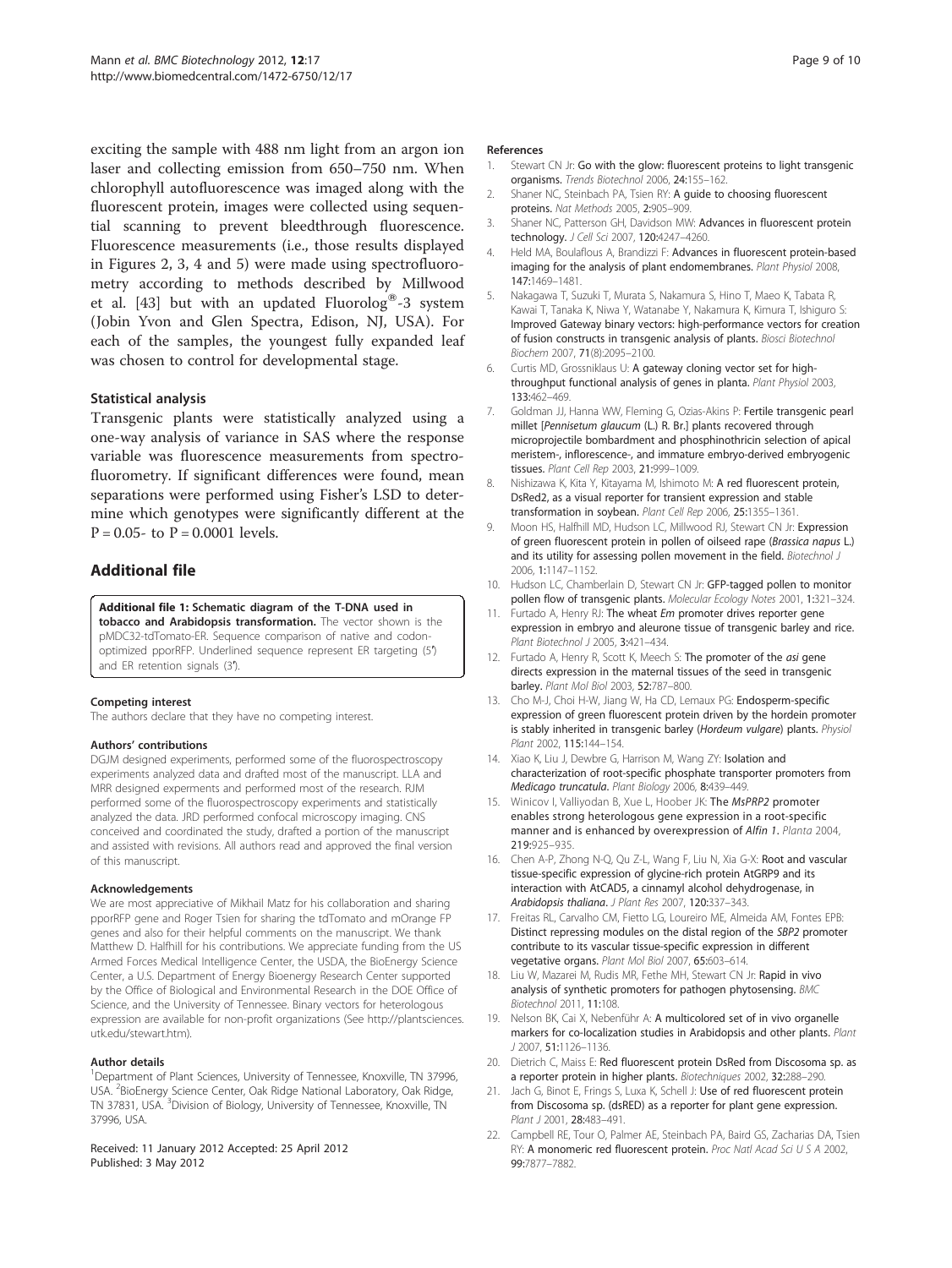exciting the sample with 488 nm light from an argon ion laser and collecting emission from 650–750 nm. When chlorophyll autofluorescence was imaged along with the fluorescent protein, images were collected using sequential scanning to prevent bleedthrough fluorescence. Fluorescence measurements (i.e., those results displayed in Figures 2, 3, 4 and 5) were made using spectrofluorometry according to methods described by Millwood et al. [43] but with an updated Fluorolog®-3 system (Jobin Yvon and Glen Spectra, Edison, NJ, USA). For each of the samples, the youngest fully expanded leaf was chosen to control for developmental stage.

### Statistical analysis

Transgenic plants were statistically analyzed using a one-way analysis of variance in SAS where the response variable was fluorescence measurements from spectrofluorometry. If significant differences were found, mean separations were performed using Fisher's LSD to determine which genotypes were significantly different at the $P = 0.05$- to $P = 0.0001$ levels.

## Additional file

**Additional file 1: Schematic diagram of the T-DNA used in tobacco and Arabidopsis transformation.** The vector shown is the pMDC32-tdTomato-ER. Sequence comparison of native and codon-optimized pporRFP. Underlined sequence represent ER targeting (5') and ER retention signals (3').

#### Competing interest

The authors declare that they have no competing interest.

#### Authors' contributions

DGJM designed experiments, performed some of the fluorospectroscopy experiments analyzed data and drafted most of the manuscript. LLA and MRR designed experiments and performed most of the research. RJM performed some of the fluorospectroscopy experiments and statistically analyzed the data. JRD performed confocal microscopy imaging. CNS conceived and coordinated the study, drafted a portion of the manuscript and assisted with revisions. All authors read and approved the final version of this manuscript.

#### Acknowledgements

We are most appreciative of Mikhail Matz for his collaboration and sharing pporRFP gene and Roger Tsien for sharing the tdTomato and mOrange FP genes and also for their helpful comments on the manuscript. We thank Matthew D. Halfhill for his contributions. We appreciate funding from the US Armed Forces Medical Intelligence Center, the USDA, the BioEnergy Science Center, a U.S. Department of Energy Bioenergy Research Center supported by the Office of Biological and Environmental Research in the DOE Office of Science, and the University of Tennessee. Binary vectors for heterologous expression are available for non-profit organizations (See http://plantsciences.utk.edu/stewart.htm).

#### Author details

[1]Department of Plant Sciences, University of Tennessee, Knoxville, TN 37996, USA. [2]BioEnergy Science Center, Oak Ridge National Laboratory, Oak Ridge, TN 37831, USA. [3]Division of Biology, University of Tennessee, Knoxville, TN 37996, USA.

Received: 11 January 2012 Accepted: 25 April 2012
Published: 3 May 2012

#### References

1. Stewart CN Jr: **Go with the glow: fluorescent proteins to light transgenic organisms.** *Trends Biotechnol* 2006, **24:**155–162.
2. Shaner NC, Steinbach PA, Tsien RY: **A guide to choosing fluorescent proteins.** *Nat Methods* 2005, **2:**905–909.
3. Shaner NC, Patterson GH, Davidson MW: **Advances in fluorescent protein technology.** *J Cell Sci* 2007, **120:**4247–4260.
4. Held MA, Boulaflous A, Brandizzi F: **Advances in fluorescent protein-based imaging for the analysis of plant endomembranes.** *Plant Physiol* 2008, **147:**1469–1481.
5. Nakagawa T, Suzuki T, Murata S, Nakamura S, Hino T, Maeo K, Tabata R, Kawai T, Tanaka K, Niwa Y, Watanabe Y, Nakamura K, Kimura T, Ishiguro S: **Improved Gateway binary vectors: high-performance vectors for creation of fusion constructs in transgenic analysis of plants.** *Biosci Biotechnol Biochem* 2007, **71**(8):2095–2100.
6. Curtis MD, Grossniklaus U: **A gateway cloning vector set for high-throughput functional analysis of genes in planta.** *Plant Physiol* 2003, **133:**462–469.
7. Goldman JJ, Hanna WW, Fleming G, Ozias-Akins P: **Fertile transgenic pearl millet [*Pennisetum glaucum* (L.) R. Br.] plants recovered through microprojectile bombardment and phosphinothricin selection of apical meristem-, inflorescence-, and immature embryo-derived embryogenic tissues.** *Plant Cell Rep* 2003, **21:**999–1009.
8. Nishizawa K, Kita Y, Kitayama M, Ishimoto M: **A red fluorescent protein, DsRed2, as a visual reporter for transient expression and stable transformation in soybean.** *Plant Cell Rep* 2006, **25:**1355–1361.
9. Moon HS, Halfhill MD, Hudson LC, Millwood RJ, Stewart CN Jr: **Expression of green fluorescent protein in pollen of oilseed rape (*Brassica napus* L.) and its utility for assessing pollen movement in the field.** *Biotechnol J* 2006, **1:**1147–1152.
10. Hudson LC, Chamberlain D, Stewart CN Jr: **GFP-tagged pollen to monitor pollen flow of transgenic plants.** *Molecular Ecology Notes* 2001, **1:**321–324.
11. Furtado A, Henry RJ: **The wheat *Em* promoter drives reporter gene expression in embryo and aleurone tissue of transgenic barley and rice.** *Plant Biotechnol J* 2005, **3:**421–434.
12. Furtado A, Henry R, Scott K, Meech S: **The promoter of the *asi* gene directs expression in the maternal tissues of the seed in transgenic barley.** *Plant Mol Biol* 2003, **52:**787–800.
13. Cho M-J, Choi H-W, Jiang W, Ha CD, Lemaux PG: **Endosperm-specific expression of green fluorescent protein driven by the hordein promoter is stably inherited in transgenic barley (*Hordeum vulgare*) plants.** *Physiol Plant* 2002, **115:**144–154.
14. Xiao K, Liu J, Dewbre G, Harrison M, Wang ZY: **Isolation and characterization of root-specific phosphate transporter promoters from *Medicago truncatula*.** *Plant Biology* 2006, **8:**439–449.
15. Winicov I, Valliyodan B, Xue L, Hoober JK: **The *MsPRP2* promoter enables strong heterologous gene expression in a root-specific manner and is enhanced by overexpression of *Alfin 1*.** *Planta* 2004, **219:**925–935.
16. Chen A-P, Zhong N-Q, Qu Z-L, Wang F, Liu N, Xia G-X: **Root and vascular tissue-specific expression of glycine-rich protein AtGRP9 and its interaction with AtCAD5, a cinnamyl alcohol dehydrogenase, in *Arabidopsis thaliana*.** *J Plant Res* 2007, **120:**337–343.
17. Freitas RL, Carvalho CM, Fietto LG, Loureiro ME, Almeida AM, Fontes EPB: **Distinct repressing modules on the distal region of the *SBP2* promoter contribute to its vascular tissue-specific expression in different vegetative organs.** *Plant Mol Biol* 2007, **65:**603–614.
18. Liu W, Mazarei M, Rudis MR, Fethe MH, Stewart CN Jr: **Rapid in vivo analysis of synthetic promoters for pathogen phytosensing.** *BMC Biotechnol* 2011, **11:**108.
19. Nelson BK, Cai X, Nebenführ A: **A multicolored set of in vivo organelle markers for co-localization studies in Arabidopsis and other plants.** *Plant J* 2007, **51:**1126–1136.
20. Dietrich C, Maiss E: **Red fluorescent protein DsRed from Discosoma sp. as a reporter protein in higher plants.** *Biotechniques* 2002, **32:**288–290.
21. Jach G, Binot E, Frings S, Luxa K, Schell J: **Use of red fluorescent protein from Discosoma sp. (dsRED) as a reporter for plant gene expression.** *Plant J* 2001, **28:**483–491.
22. Campbell RE, Tour O, Palmer AE, Steinbach PA, Baird GS, Zacharias DA, Tsien RY: **A monomeric red fluorescent protein.** *Proc Natl Acad Sci U S A* 2002, **99:**7877–7882.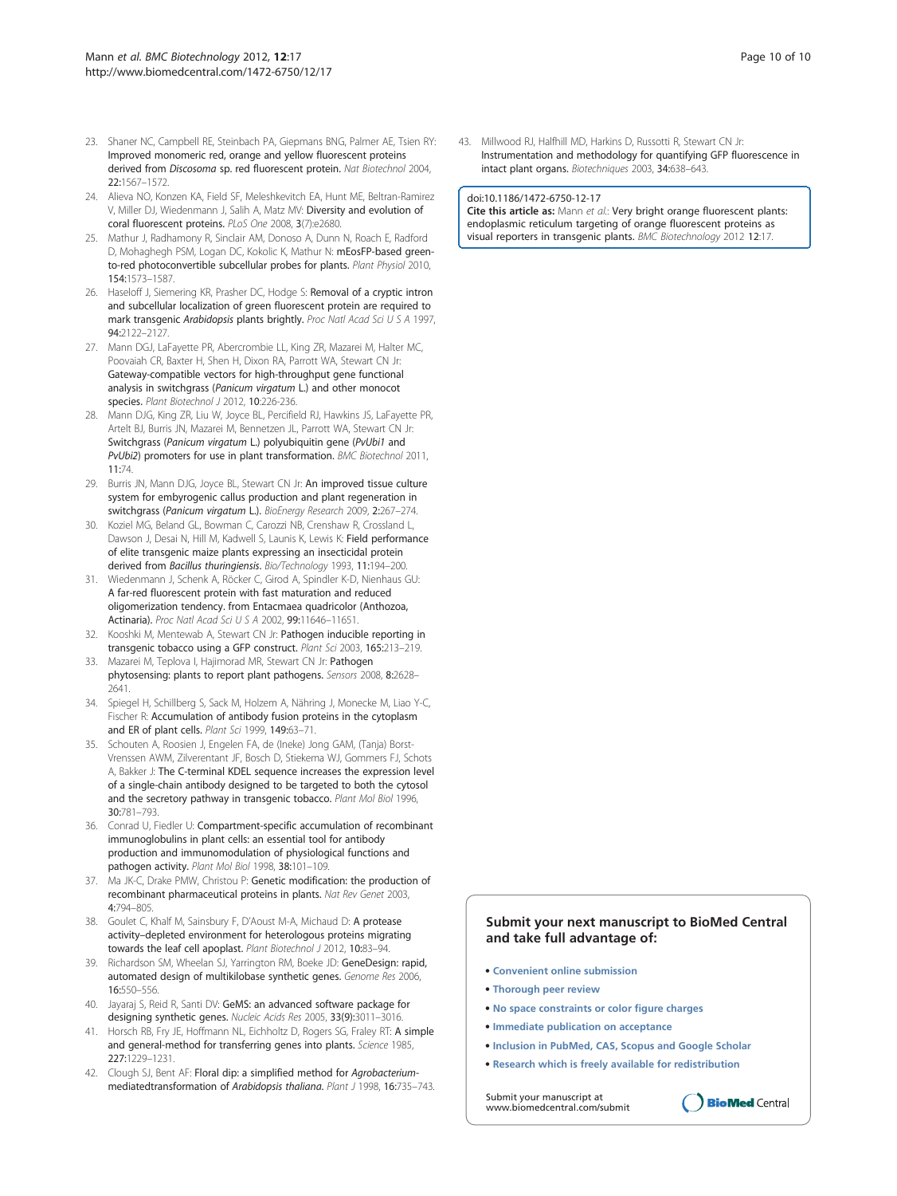23. Shaner NC, Campbell RE, Steinbach PA, Giepmans BNG, Palmer AE, Tsien RY: **Improved monomeric red, orange and yellow fluorescent proteins derived from *Discosoma* sp. red fluorescent protein.** *Nat Biotechnol* 2004, **22:**1567–1572.
24. Alieva NO, Konzen KA, Field SF, Meleshkevitch EA, Hunt ME, Beltran-Ramirez V, Miller DJ, Wiedenmann J, Salih A, Matz MV: **Diversity and evolution of coral fluorescent proteins.** *PLoS One* 2008, **3**(7):e2680.
25. Mathur J, Radhamony R, Sinclair AM, Donoso A, Dunn N, Roach E, Radford D, Mohaghegh PSM, Logan DC, Kokolic K, Mathur N: **mEosFP-based green-to-red photoconvertible subcellular probes for plants.** *Plant Physiol* 2010, **154:**1573–1587.
26. Haseloff J, Siemering KR, Prasher DC, Hodge S: **Removal of a cryptic intron and subcellular localization of green fluorescent protein are required to mark transgenic *Arabidopsis* plants brightly.** *Proc Natl Acad Sci U S A* 1997, **94:**2122–2127.
27. Mann DGJ, LaFayette PR, Abercrombie LL, King ZR, Mazarei M, Halter MC, Poovaiah CR, Baxter H, Shen H, Dixon RA, Parrott WA, Stewart CN Jr: **Gateway-compatible vectors for high-throughput gene functional analysis in switchgrass (*Panicum virgatum* L.) and other monocot species.** *Plant Biotechnol J* 2012, **10**:226-236.
28. Mann DJG, King ZR, Liu W, Joyce BL, Percifield RJ, Hawkins JS, LaFayette PR, Artelt BJ, Burris JN, Mazarei M, Bennetzen JL, Parrott WA, Stewart CN Jr: **Switchgrass (*Panicum virgatum* L.) polyubiquitin gene (*PvUbi1* and *PvUbi2*) promoters for use in plant transformation.** *BMC Biotechnol* 2011, **11:**74.
29. Burris JN, Mann DJG, Joyce BL, Stewart CN Jr: **An improved tissue culture system for embryogenic callus production and plant regeneration in switchgrass (*Panicum virgatum* L.).** *BioEnergy Research* 2009, **2:**267–274.
30. Koziel MG, Beland GL, Bowman C, Carozzi NB, Crenshaw R, Crossland L, Dawson J, Desai N, Hill M, Kadwell S, Launis K, Lewis K: **Field performance of elite transgenic maize plants expressing an insecticidal protein derived from *Bacillus thuringiensis*.** *Bio/Technology* 1993, **11:**194–200.
31. Wiedenmann J, Schenk A, Röcker C, Girod A, Spindler K-D, Nienhaus GU: **A far-red fluorescent protein with fast maturation and reduced oligomerization tendency. from Entacmaea quadricolor (Anthozoa, Actinaria).** *Proc Natl Acad Sci U S A* 2002, **99:**11646–11651.
32. Kooshki M, Mentewab A, Stewart CN Jr: **Pathogen inducible reporting in transgenic tobacco using a GFP construct.** *Plant Sci* 2003, **165:**213–219.
33. Mazarei M, Teplova I, Hajimorad MR, Stewart CN Jr: **Pathogen phytosensing: plants to report plant pathogens.** *Sensors* 2008, **8:**2628–2641.
34. Spiegel H, Schillberg S, Sack M, Holzem A, Nähring J, Monecke M, Liao Y-C, Fischer R: **Accumulation of antibody fusion proteins in the cytoplasm and ER of plant cells.** *Plant Sci* 1999, **149:**63–71.
35. Schouten A, Roosien J, Engelen FA, de (Ineke) Jong GAM, (Tanja) Borst-Vrenssen AWM, Zilverentant JF, Bosch D, Stiekema WJ, Gommers FJ, Schots A, Bakker J: **The C-terminal KDEL sequence increases the expression level of a single-chain antibody designed to be targeted to both the cytosol and the secretory pathway in transgenic tobacco.** *Plant Mol Biol* 1996, **30:**781–793.
36. Conrad U, Fiedler U: **Compartment-specific accumulation of recombinant immunoglobulins in plant cells: an essential tool for antibody production and immunomodulation of physiological functions and pathogen activity.** *Plant Mol Biol* 1998, **38:**101–109.
37. Ma JK-C, Drake PMW, Christou P: **Genetic modification: the production of recombinant pharmaceutical proteins in plants.** *Nat Rev Genet* 2003, **4:**794–805.
38. Goulet C, Khalf M, Sainsbury F, D'Aoust M-A, Michaud D: **A protease activity–depleted environment for heterologous proteins migrating towards the leaf cell apoplast.** *Plant Biotechnol J* 2012, **10:**83–94.
39. Richardson SM, Wheelan SJ, Yarrington RM, Boeke JD: **GeneDesign: rapid, automated design of multikilobase synthetic genes.** *Genome Res* 2006, **16:**550–556.
40. Jayaraj S, Reid R, Santi DV: **GeMS: an advanced software package for designing synthetic genes.** *Nucleic Acids Res* 2005, **33**(9):3011–3016.
41. Horsch RB, Fry JE, Hoffmann NL, Eichholtz D, Rogers SG, Fraley RT: **A simple and general-method for transferring genes into plants.** *Science* 1985, **227:**1229–1231.
42. Clough SJ, Bent AF: **Floral dip: a simplified method for *Agrobacterium*-mediatedtransformation of *Arabidopsis thaliana*.** *Plant J* 1998, **16:**735–743.
43. Millwood RJ, Halfhill MD, Harkins D, Russotti R, Stewart CN Jr: **Instrumentation and methodology for quantifying GFP fluorescence in intact plant organs.** *Biotechniques* 2003, **34:**638–643.

doi:10.1186/1472-6750-12-17

**Cite this article as:** Mann *et al.*: Very bright orange fluorescent plants: endoplasmic reticulum targeting of orange fluorescent proteins as visual reporters in transgenic plants. *BMC Biotechnology* 2012 **12**:17.

**Submit your next manuscript to BioMed Central and take full advantage of:**

- **Convenient online submission**
- **Thorough peer review**
- **No space constraints or color figure charges**
- **Immediate publication on acceptance**
- **Inclusion in PubMed, CAS, Scopus and Google Scholar**
- **Research which is freely available for redistribution**

Submit your manuscript at www.biomedcentral.com/submit

BioMed Central